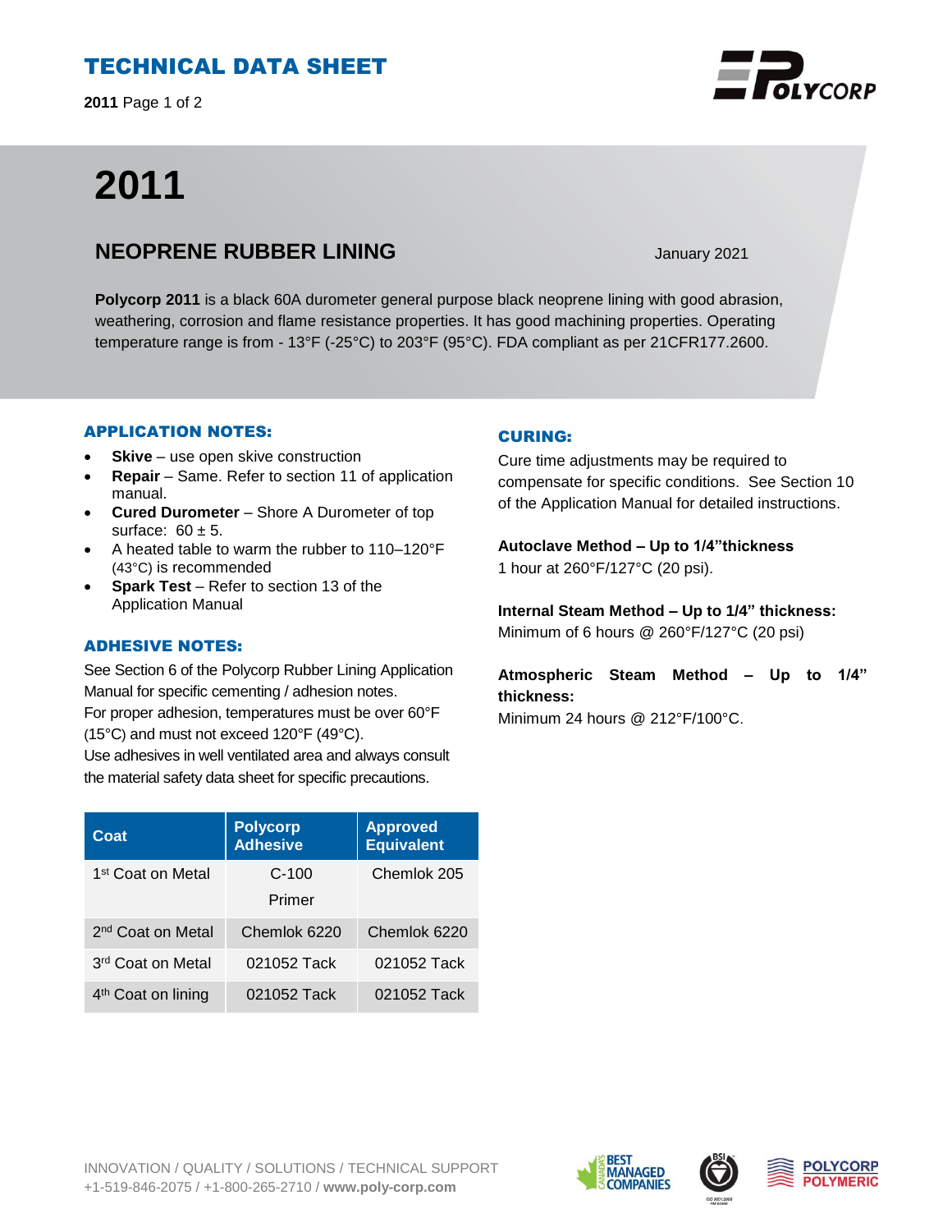# TECHNICAL DATA SHEET

# 2011

## NEOPRENE RUBBER LINING

January 2021

**Polycorp 2011** is a black 60A durometer general purpose black neoprene lining with good abrasion, weathering, corrosion and flame resistance properties. It has good machining properties. Operating temperature range is from - 13°F (-25°C) to 203°F (95°C). FDA compliant as per 21CFR177.2600.

### APPLICATION NOTES:

- **Skive** – use open skive construction
- **Repair** – Same. Refer to section 11 of application manual.
- **Cured Durometer** – Shore A Durometer of top surface: 60 ± 5.
- A heated table to warm the rubber to 110–120°F (43°C) is recommended
- **Spark Test** – Refer to section 13 of the Application Manual

### ADHESIVE NOTES:

See Section 6 of the Polycorp Rubber Lining Application Manual for specific cementing / adhesion notes.
For proper adhesion, temperatures must be over 60°F (15°C) and must not exceed 120°F (49°C).
Use adhesives in well ventilated area and always consult the material safety data sheet for specific precautions.

| Coat | Polycorp Adhesive | Approved Equivalent |
|---|---|---|
| 1st Coat on Metal | C-100 Primer | Chemlok 205 |
| 2nd Coat on Metal | Chemlok 6220 | Chemlok 6220 |
| 3rd Coat on Metal | 021052 Tack | 021052 Tack |
| 4th Coat on lining | 021052 Tack | 021052 Tack |

### CURING:

Cure time adjustments may be required to compensate for specific conditions. See Section 10 of the Application Manual for detailed instructions.

**Autoclave Method – Up to 1/4"thickness**
1 hour at 260°F/127°C (20 psi).

**Internal Steam Method – Up to 1/4" thickness:**
Minimum of 6 hours @ 260°F/127°C (20 psi)

**Atmospheric Steam Method – Up to 1/4" thickness:**
Minimum 24 hours @ 212°F/100°C.

INNOVATION / QUALITY / SOLUTIONS / TECHNICAL SUPPORT
+1-519-846-2075 / +1-800-265-2710 / **www.poly-corp.com**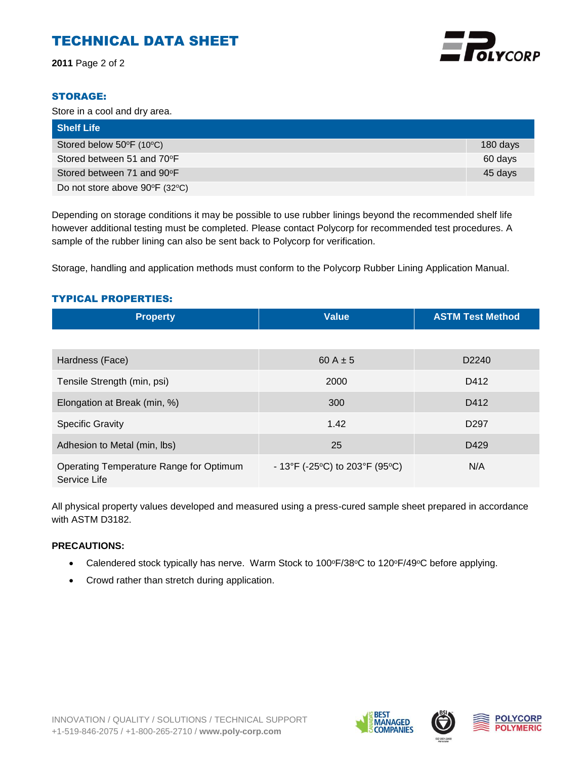## STORAGE:

Store in a cool and dry area.

| Shelf Life | |
|---|---|
| Stored below 50ºF (10ºC) | 180 days |
| Stored between 51 and 70ºF | 60 days |
| Stored between 71 and 90ºF | 45 days |
| Do not store above 90ºF (32ºC) | |

Depending on storage conditions it may be possible to use rubber linings beyond the recommended shelf life however additional testing must be completed. Please contact Polycorp for recommended test procedures. A sample of the rubber lining can also be sent back to Polycorp for verification.

Storage, handling and application methods must conform to the Polycorp Rubber Lining Application Manual.

## TYPICAL PROPERTIES:

| Property | Value | ASTM Test Method |
|---|---|---|
| Hardness (Face) | 60 A ± 5 | D2240 |
| Tensile Strength (min, psi) | 2000 | D412 |
| Elongation at Break (min, %) | 300 | D412 |
| Specific Gravity | 1.42 | D297 |
| Adhesion to Metal (min, lbs) | 25 | D429 |
| Operating Temperature Range for Optimum Service Life | - 13°F (-25ºC) to 203°F (95ºC) | N/A |

All physical property values developed and measured using a press-cured sample sheet prepared in accordance with ASTM D3182.

**PRECAUTIONS:**

- Calendered stock typically has nerve. Warm Stock to 100ºF/38ºC to 120ºF/49ºC before applying.
- Crowd rather than stretch during application.